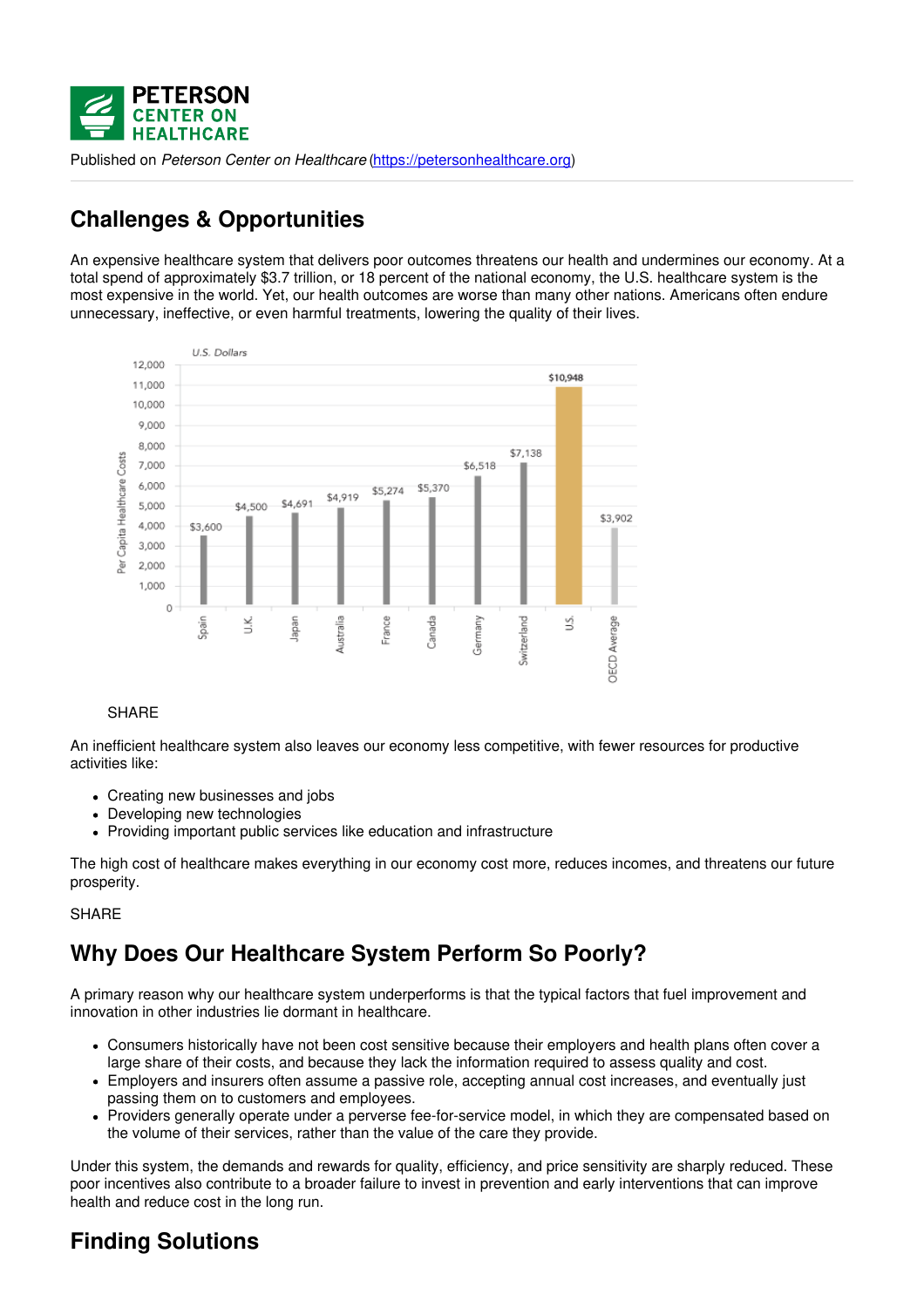PETERSON CENTER ON HEALTHCARE

Published on *Peterson Center on Healthcare* (https://petersonhealthcare.org)

## Challenges & Opportunities

An expensive healthcare system that delivers poor outcomes threatens our health and undermines our economy. At a total spend of approximately $3.7 trillion, or 18 percent of the national economy, the U.S. healthcare system is the most expensive in the world. Yet, our health outcomes are worse than many other nations. Americans often endure unnecessary, ineffective, or even harmful treatments, lowering the quality of their lives.

| Country | Per Capita Healthcare Costs (U.S. Dollars) |
| --- | --- |
| Spain | $3,600 |
| U.K. | $4,500 |
| Japan | $4,691 |
| Australia | $4,919 |
| France | $5,274 |
| Canada | $5,370 |
| Germany | $6,518 |
| Switzerland | $7,138 |
| U.S. | $10,948 |
| OECD Average | $3,902 |

SHARE

An inefficient healthcare system also leaves our economy less competitive, with fewer resources for productive activities like:

- Creating new businesses and jobs
- Developing new technologies
- Providing important public services like education and infrastructure

The high cost of healthcare makes everything in our economy cost more, reduces incomes, and threatens our future prosperity.

SHARE

## Why Does Our Healthcare System Perform So Poorly?

A primary reason why our healthcare system underperforms is that the typical factors that fuel improvement and innovation in other industries lie dormant in healthcare.

- Consumers historically have not been cost sensitive because their employers and health plans often cover a large share of their costs, and because they lack the information required to assess quality and cost.
- Employers and insurers often assume a passive role, accepting annual cost increases, and eventually just passing them on to customers and employees.
- Providers generally operate under a perverse fee-for-service model, in which they are compensated based on the volume of their services, rather than the value of the care they provide.

Under this system, the demands and rewards for quality, efficiency, and price sensitivity are sharply reduced. These poor incentives also contribute to a broader failure to invest in prevention and early interventions that can improve health and reduce cost in the long run.

## Finding Solutions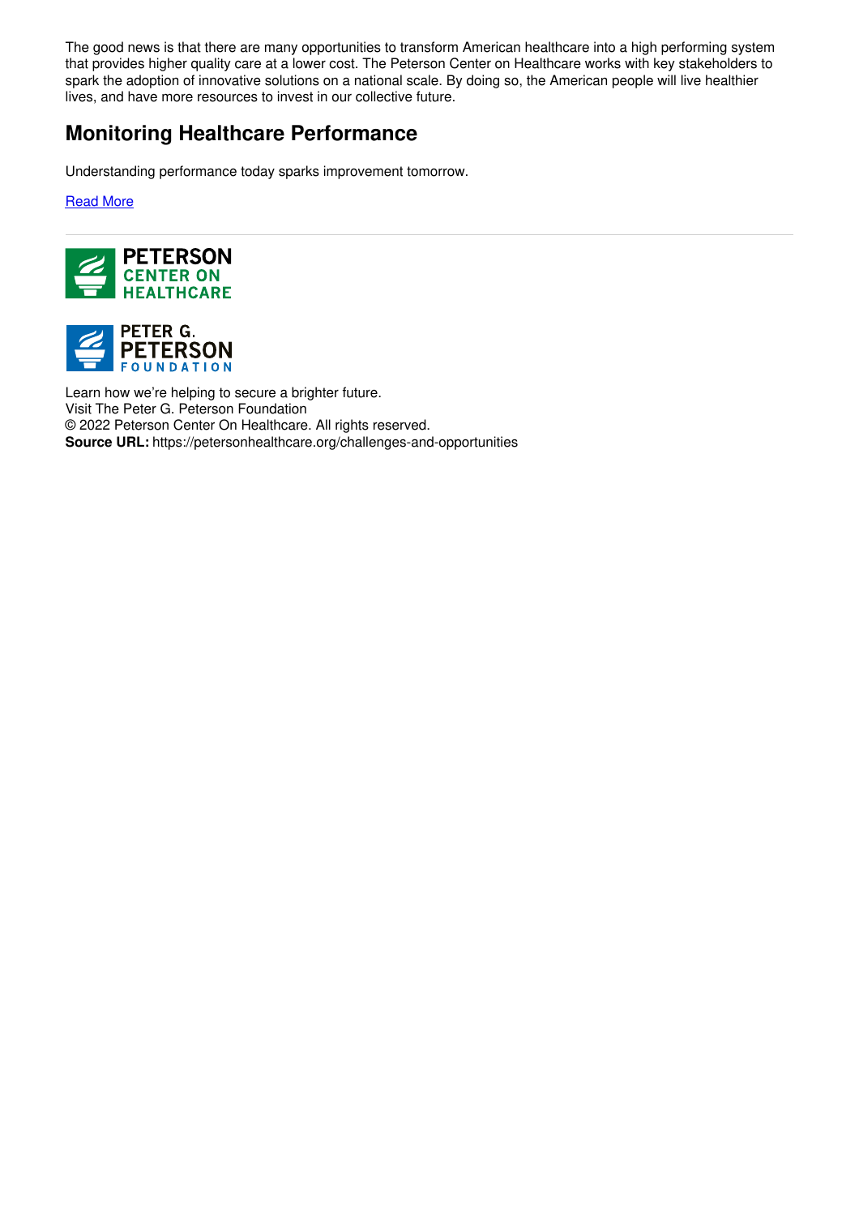The good news is that there are many opportunities to transform American healthcare into a high performing system that provides higher quality care at a lower cost. The Peterson Center on Healthcare works with key stakeholders to spark the adoption of innovative solutions on a national scale. By doing so, the American people will live healthier lives, and have more resources to invest in our collective future.

## Monitoring Healthcare Performance

Understanding performance today sparks improvement tomorrow.

[Read More]

---

PETERSON CENTER ON HEALTHCARE

PETER G. PETERSON FOUNDATION

Learn how we're helping to secure a brighter future.
Visit The Peter G. Peterson Foundation
© 2022 Peterson Center On Healthcare. All rights reserved.
**Source URL:** https://petersonhealthcare.org/challenges-and-opportunities